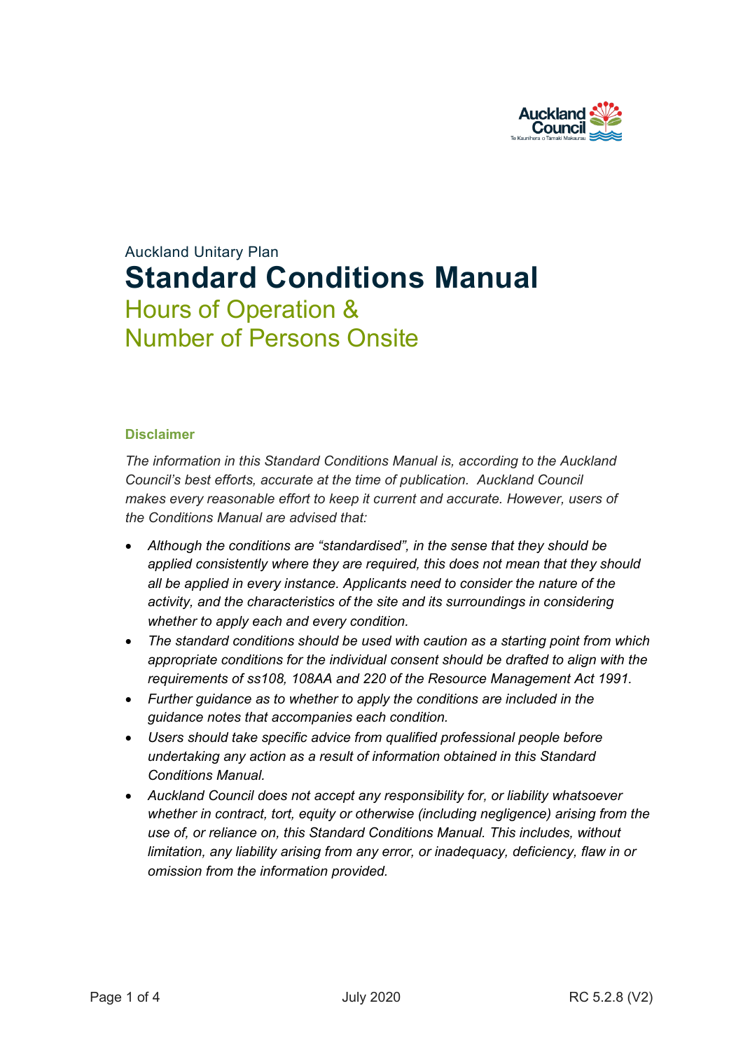Auckland Unitary Plan

# Standard Conditions Manual

## Hours of Operation & Number of Persons Onsite

### Disclaimer

*The information in this Standard Conditions Manual is, according to the Auckland Council's best efforts, accurate at the time of publication. Auckland Council makes every reasonable effort to keep it current and accurate. However, users of the Conditions Manual are advised that:*

- *Although the conditions are "standardised", in the sense that they should be applied consistently where they are required, this does not mean that they should all be applied in every instance. Applicants need to consider the nature of the activity, and the characteristics of the site and its surroundings in considering whether to apply each and every condition.*
- *The standard conditions should be used with caution as a starting point from which appropriate conditions for the individual consent should be drafted to align with the requirements of ss108, 108AA and 220 of the Resource Management Act 1991.*
- *Further guidance as to whether to apply the conditions are included in the guidance notes that accompanies each condition.*
- *Users should take specific advice from qualified professional people before undertaking any action as a result of information obtained in this Standard Conditions Manual.*
- *Auckland Council does not accept any responsibility for, or liability whatsoever whether in contract, tort, equity or otherwise (including negligence) arising from the use of, or reliance on, this Standard Conditions Manual. This includes, without limitation, any liability arising from any error, or inadequacy, deficiency, flaw in or omission from the information provided.*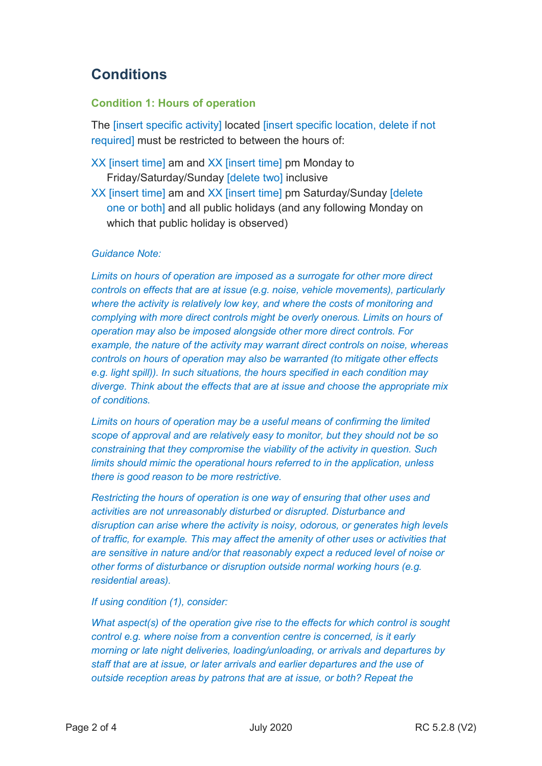## Conditions

### Condition 1: Hours of operation

The [insert specific activity] located [insert specific location, delete if not required] must be restricted to between the hours of:

XX [insert time] am and XX [insert time] pm Monday to Friday/Saturday/Sunday [delete two] inclusive
XX [insert time] am and XX [insert time] pm Saturday/Sunday [delete one or both] and all public holidays (and any following Monday on which that public holiday is observed)

*Guidance Note:*

*Limits on hours of operation are imposed as a surrogate for other more direct controls on effects that are at issue (e.g. noise, vehicle movements), particularly where the activity is relatively low key, and where the costs of monitoring and complying with more direct controls might be overly onerous. Limits on hours of operation may also be imposed alongside other more direct controls. For example, the nature of the activity may warrant direct controls on noise, whereas controls on hours of operation may also be warranted (to mitigate other effects e.g. light spill)). In such situations, the hours specified in each condition may diverge. Think about the effects that are at issue and choose the appropriate mix of conditions.*

*Limits on hours of operation may be a useful means of confirming the limited scope of approval and are relatively easy to monitor, but they should not be so constraining that they compromise the viability of the activity in question. Such limits should mimic the operational hours referred to in the application, unless there is good reason to be more restrictive.*

*Restricting the hours of operation is one way of ensuring that other uses and activities are not unreasonably disturbed or disrupted. Disturbance and disruption can arise where the activity is noisy, odorous, or generates high levels of traffic, for example. This may affect the amenity of other uses or activities that are sensitive in nature and/or that reasonably expect a reduced level of noise or other forms of disturbance or disruption outside normal working hours (e.g. residential areas).*

*If using condition (1), consider:*

*What aspect(s) of the operation give rise to the effects for which control is sought control e.g. where noise from a convention centre is concerned, is it early morning or late night deliveries, loading/unloading, or arrivals and departures by staff that are at issue, or later arrivals and earlier departures and the use of outside reception areas by patrons that are at issue, or both? Repeat the*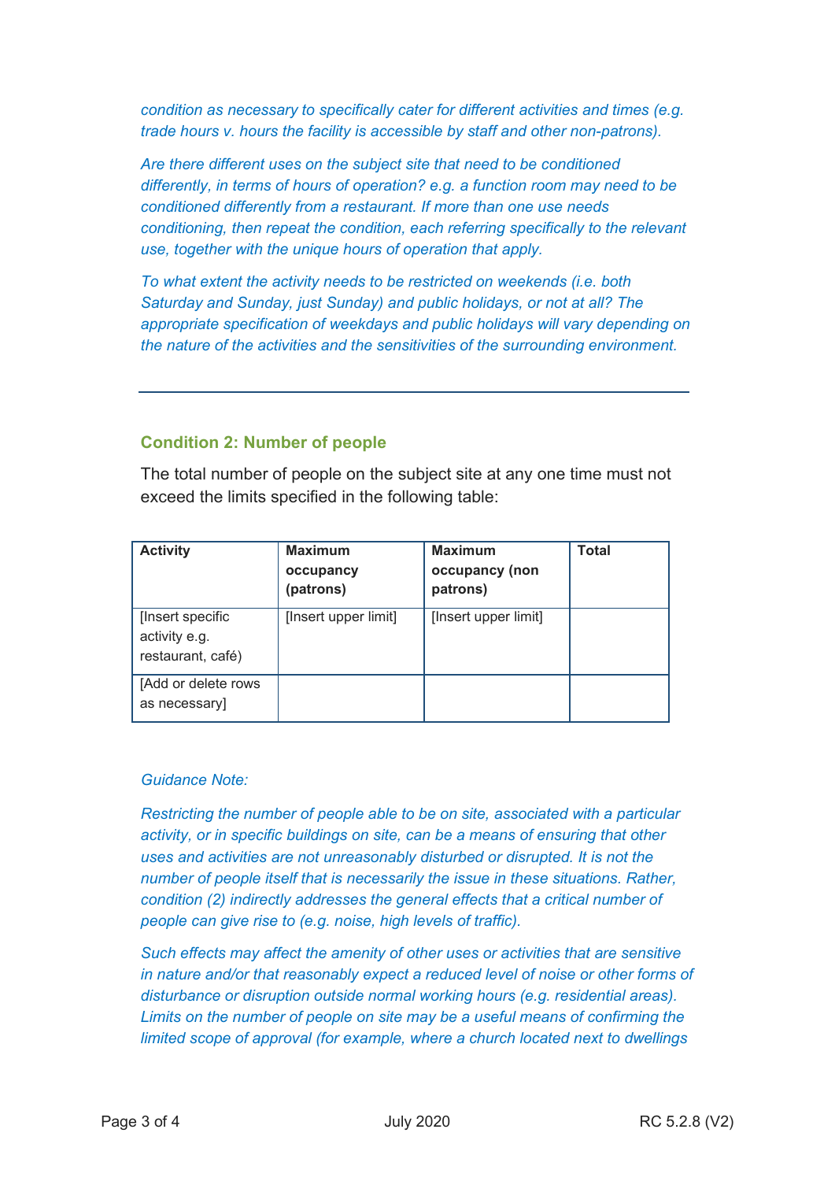*condition as necessary to specifically cater for different activities and times (e.g. trade hours v. hours the facility is accessible by staff and other non-patrons).*

*Are there different uses on the subject site that need to be conditioned differently, in terms of hours of operation? e.g. a function room may need to be conditioned differently from a restaurant. If more than one use needs conditioning, then repeat the condition, each referring specifically to the relevant use, together with the unique hours of operation that apply.*

*To what extent the activity needs to be restricted on weekends (i.e. both Saturday and Sunday, just Sunday) and public holidays, or not at all? The appropriate specification of weekdays and public holidays will vary depending on the nature of the activities and the sensitivities of the surrounding environment.*

---

### Condition 2: Number of people

The total number of people on the subject site at any one time must not exceed the limits specified in the following table:

| **Activity** | **Maximum occupancy (patrons)** | **Maximum occupancy (non patrons)** | **Total** |
|---|---|---|---|
| [Insert specific activity e.g. restaurant, café) | [Insert upper limit] | [Insert upper limit] | |
| [Add or delete rows as necessary] | | | |

*Guidance Note:*

*Restricting the number of people able to be on site, associated with a particular activity, or in specific buildings on site, can be a means of ensuring that other uses and activities are not unreasonably disturbed or disrupted. It is not the number of people itself that is necessarily the issue in these situations. Rather, condition (2) indirectly addresses the general effects that a critical number of people can give rise to (e.g. noise, high levels of traffic).*

*Such effects may affect the amenity of other uses or activities that are sensitive in nature and/or that reasonably expect a reduced level of noise or other forms of disturbance or disruption outside normal working hours (e.g. residential areas). Limits on the number of people on site may be a useful means of confirming the limited scope of approval (for example, where a church located next to dwellings*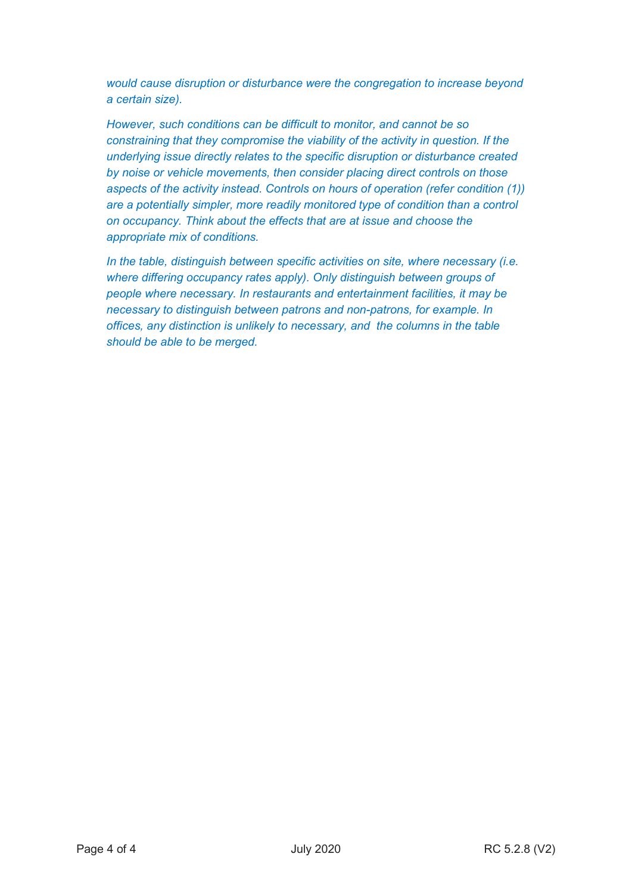*would cause disruption or disturbance were the congregation to increase beyond a certain size).*

*However, such conditions can be difficult to monitor, and cannot be so constraining that they compromise the viability of the activity in question. If the underlying issue directly relates to the specific disruption or disturbance created by noise or vehicle movements, then consider placing direct controls on those aspects of the activity instead. Controls on hours of operation (refer condition (1)) are a potentially simpler, more readily monitored type of condition than a control on occupancy. Think about the effects that are at issue and choose the appropriate mix of conditions.*

*In the table, distinguish between specific activities on site, where necessary (i.e. where differing occupancy rates apply). Only distinguish between groups of people where necessary. In restaurants and entertainment facilities, it may be necessary to distinguish between patrons and non-patrons, for example. In offices, any distinction is unlikely to necessary, and the columns in the table should be able to be merged.*